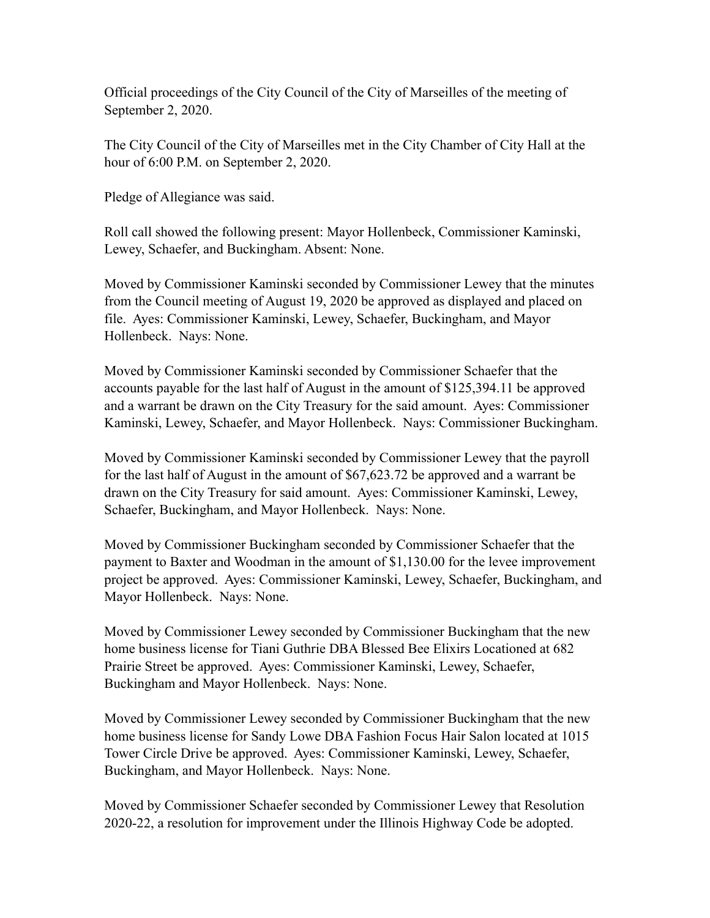Official proceedings of the City Council of the City of Marseilles of the meeting of September 2, 2020.

The City Council of the City of Marseilles met in the City Chamber of City Hall at the hour of 6:00 P.M. on September 2, 2020.

Pledge of Allegiance was said.

Roll call showed the following present: Mayor Hollenbeck, Commissioner Kaminski, Lewey, Schaefer, and Buckingham. Absent: None.

Moved by Commissioner Kaminski seconded by Commissioner Lewey that the minutes from the Council meeting of August 19, 2020 be approved as displayed and placed on file. Ayes: Commissioner Kaminski, Lewey, Schaefer, Buckingham, and Mayor Hollenbeck. Nays: None.

Moved by Commissioner Kaminski seconded by Commissioner Schaefer that the accounts payable for the last half of August in the amount of $125,394.11 be approved and a warrant be drawn on the City Treasury for the said amount. Ayes: Commissioner Kaminski, Lewey, Schaefer, and Mayor Hollenbeck. Nays: Commissioner Buckingham.

Moved by Commissioner Kaminski seconded by Commissioner Lewey that the payroll for the last half of August in the amount of $67,623.72 be approved and a warrant be drawn on the City Treasury for said amount. Ayes: Commissioner Kaminski, Lewey, Schaefer, Buckingham, and Mayor Hollenbeck. Nays: None.

Moved by Commissioner Buckingham seconded by Commissioner Schaefer that the payment to Baxter and Woodman in the amount of $1,130.00 for the levee improvement project be approved. Ayes: Commissioner Kaminski, Lewey, Schaefer, Buckingham, and Mayor Hollenbeck. Nays: None.

Moved by Commissioner Lewey seconded by Commissioner Buckingham that the new home business license for Tiani Guthrie DBA Blessed Bee Elixirs Locationed at 682 Prairie Street be approved. Ayes: Commissioner Kaminski, Lewey, Schaefer, Buckingham and Mayor Hollenbeck. Nays: None.

Moved by Commissioner Lewey seconded by Commissioner Buckingham that the new home business license for Sandy Lowe DBA Fashion Focus Hair Salon located at 1015 Tower Circle Drive be approved. Ayes: Commissioner Kaminski, Lewey, Schaefer, Buckingham, and Mayor Hollenbeck. Nays: None.

Moved by Commissioner Schaefer seconded by Commissioner Lewey that Resolution 2020-22, a resolution for improvement under the Illinois Highway Code be adopted.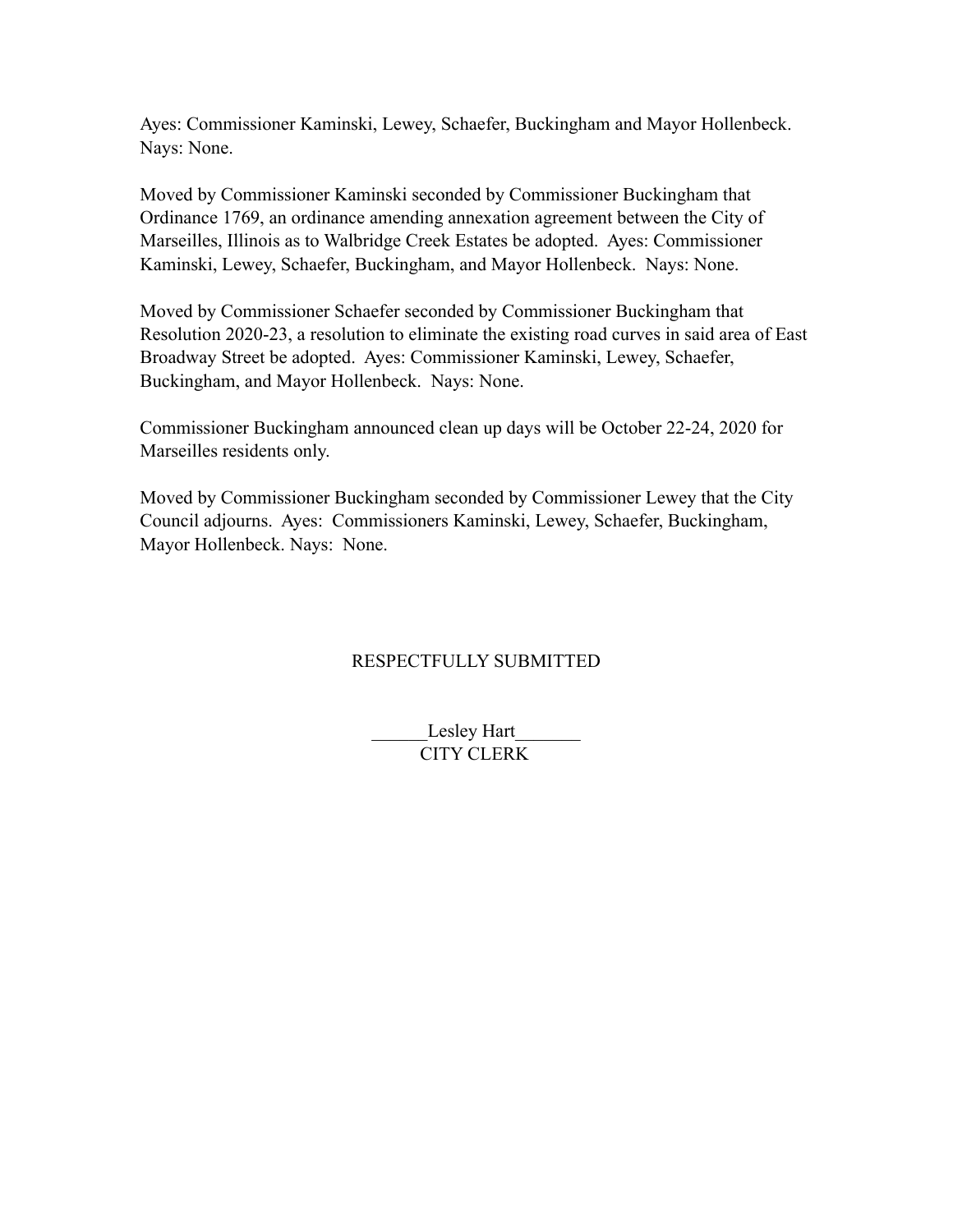Ayes: Commissioner Kaminski, Lewey, Schaefer, Buckingham and Mayor Hollenbeck. Nays: None.

Moved by Commissioner Kaminski seconded by Commissioner Buckingham that Ordinance 1769, an ordinance amending annexation agreement between the City of Marseilles, Illinois as to Walbridge Creek Estates be adopted. Ayes: Commissioner Kaminski, Lewey, Schaefer, Buckingham, and Mayor Hollenbeck. Nays: None.

Moved by Commissioner Schaefer seconded by Commissioner Buckingham that Resolution 2020-23, a resolution to eliminate the existing road curves in said area of East Broadway Street be adopted. Ayes: Commissioner Kaminski, Lewey, Schaefer, Buckingham, and Mayor Hollenbeck. Nays: None.

Commissioner Buckingham announced clean up days will be October 22-24, 2020 for Marseilles residents only.

Moved by Commissioner Buckingham seconded by Commissioner Lewey that the City Council adjourns. Ayes: Commissioners Kaminski, Lewey, Schaefer, Buckingham, Mayor Hollenbeck. Nays: None.

RESPECTFULLY SUBMITTED

______Lesley Hart_______
CITY CLERK